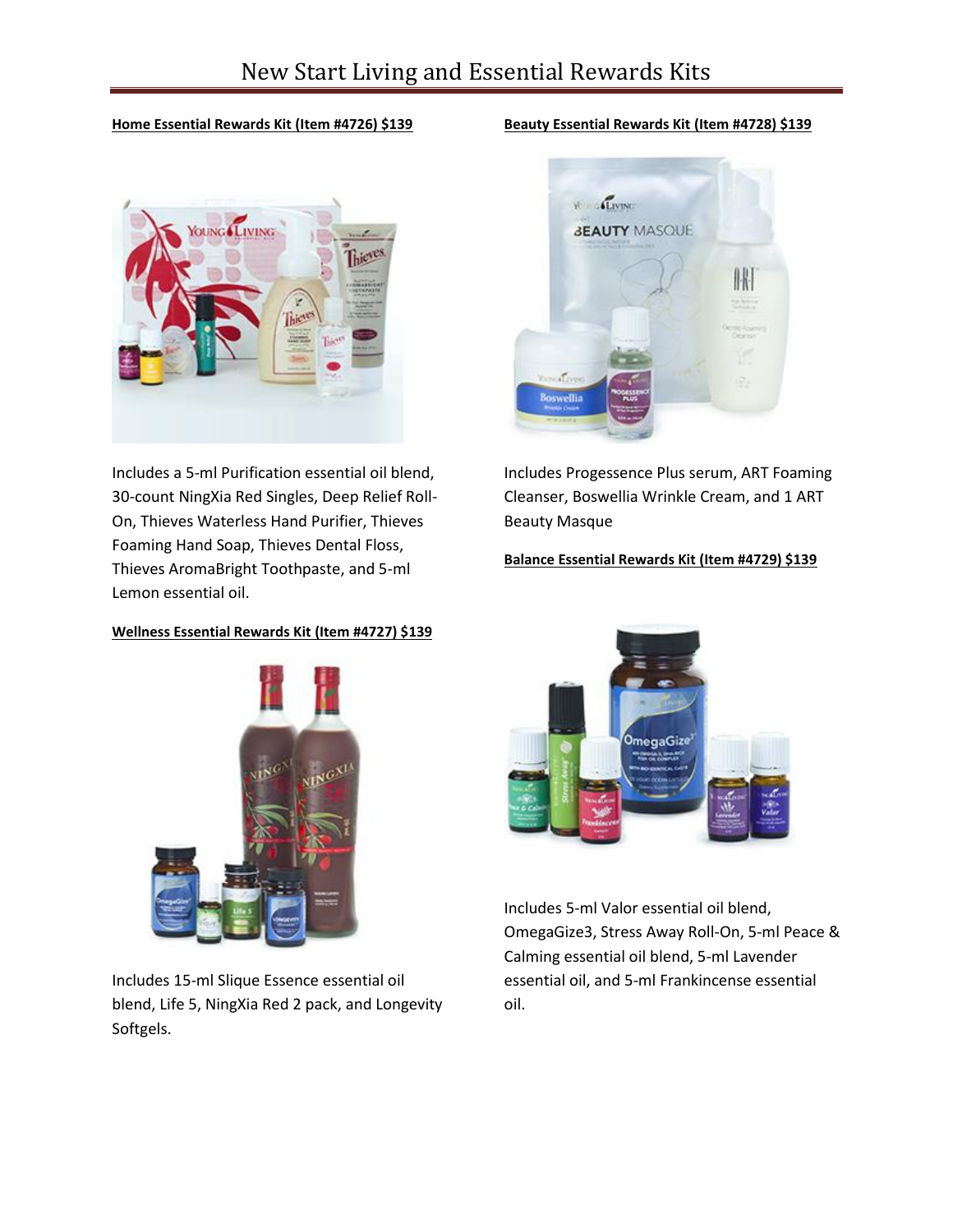# New Start Living and Essential Rewards Kits

**Home Essential Rewards Kit (Item #4726) $139**

Includes a 5-ml Purification essential oil blend, 30-count NingXia Red Singles, Deep Relief Roll-On, Thieves Waterless Hand Purifier, Thieves Foaming Hand Soap, Thieves Dental Floss, Thieves AromaBright Toothpaste, and 5-ml Lemon essential oil.

**Wellness Essential Rewards Kit (Item #4727) $139**

Includes 15-ml Slique Essence essential oil blend, Life 5, NingXia Red 2 pack, and Longevity Softgels.

**Beauty Essential Rewards Kit (Item #4728) $139**

Includes Progessence Plus serum, ART Foaming Cleanser, Boswellia Wrinkle Cream, and 1 ART Beauty Masque

**Balance Essential Rewards Kit (Item #4729) $139**

Includes 5-ml Valor essential oil blend, OmegaGize3, Stress Away Roll-On, 5-ml Peace & Calming essential oil blend, 5-ml Lavender essential oil, and 5-ml Frankincense essential oil.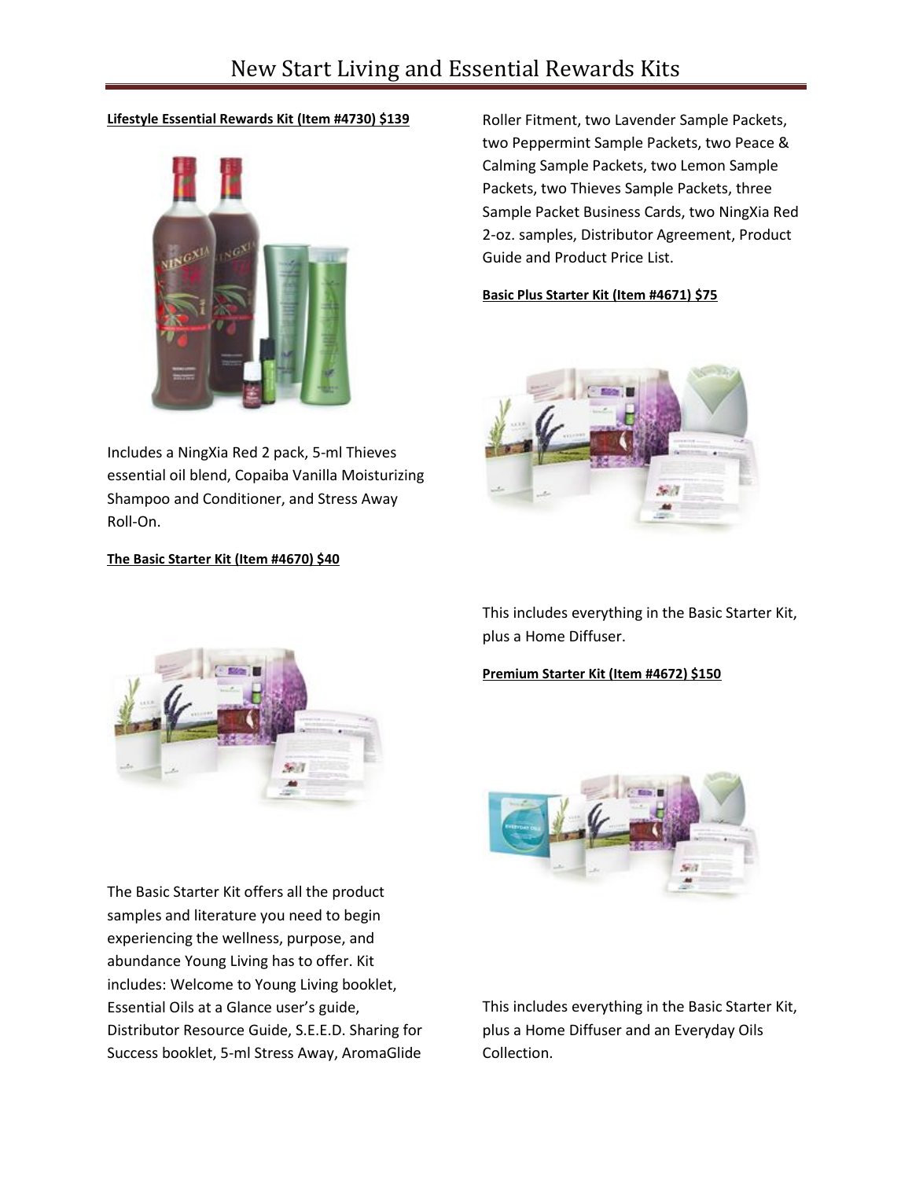# New Start Living and Essential Rewards Kits

**Lifestyle Essential Rewards Kit (Item #4730) $139**

Includes a NingXia Red 2 pack, 5-ml Thieves essential oil blend, Copaiba Vanilla Moisturizing Shampoo and Conditioner, and Stress Away Roll-On.

**The Basic Starter Kit (Item #4670) $40**

The Basic Starter Kit offers all the product samples and literature you need to begin experiencing the wellness, purpose, and abundance Young Living has to offer. Kit includes: Welcome to Young Living booklet, Essential Oils at a Glance user's guide, Distributor Resource Guide, S.E.E.D. Sharing for Success booklet, 5-ml Stress Away, AromaGlide Roller Fitment, two Lavender Sample Packets, two Peppermint Sample Packets, two Peace & Calming Sample Packets, two Lemon Sample Packets, two Thieves Sample Packets, three Sample Packet Business Cards, two NingXia Red 2-oz. samples, Distributor Agreement, Product Guide and Product Price List.

**Basic Plus Starter Kit (Item #4671) $75**

This includes everything in the Basic Starter Kit, plus a Home Diffuser.

**Premium Starter Kit (Item #4672) $150**

This includes everything in the Basic Starter Kit, plus a Home Diffuser and an Everyday Oils Collection.